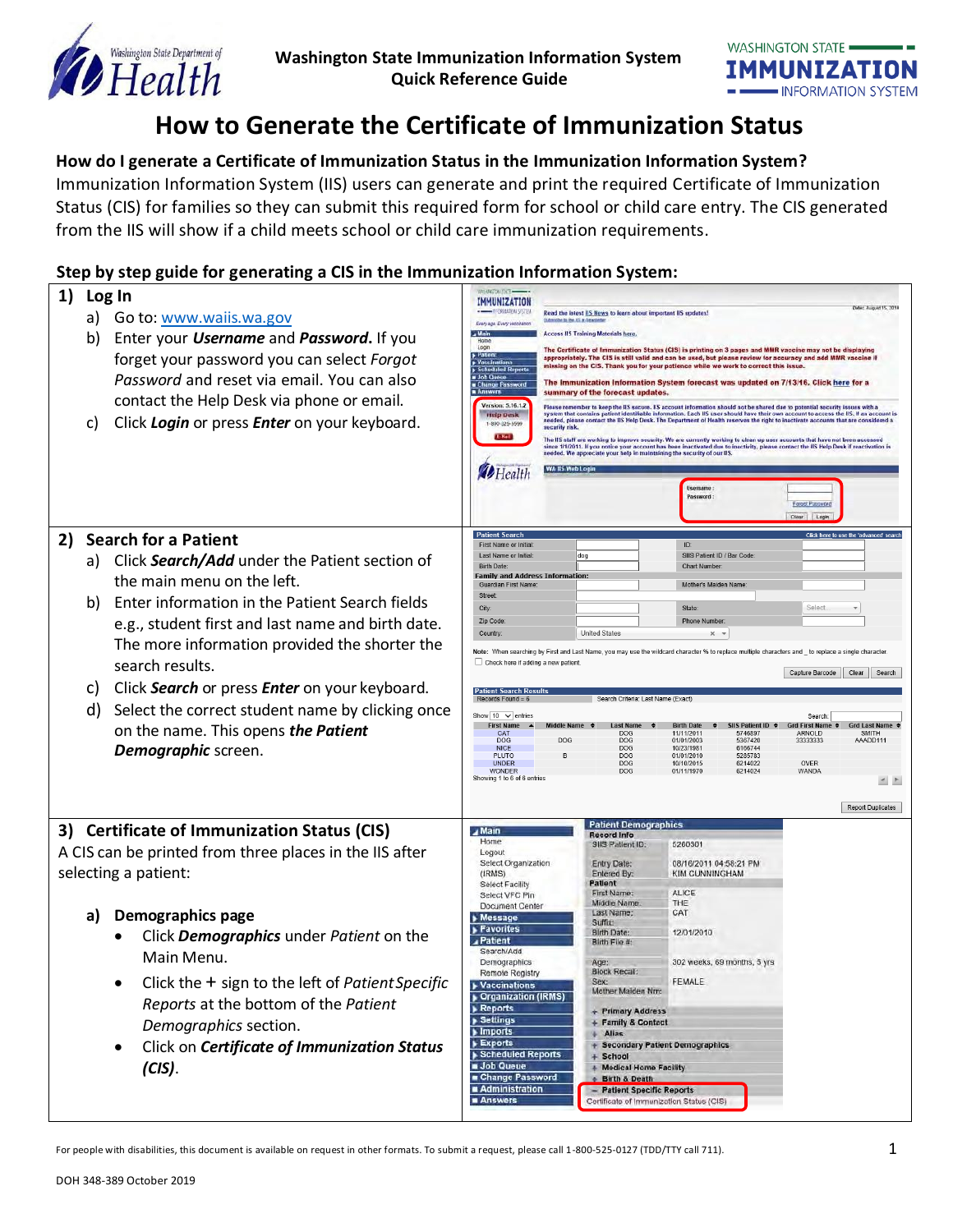# How to Generate the Certificate of Immunization Status

**How do I generate a Certificate of Immunization Status in the Immunization Information System?**

Immunization Information System (IIS) users can generate and print the required Certificate of Immunization Status (CIS) for families so they can submit this required form for school or child care entry. The CIS generated from the IIS will show if a child meets school or child care immunization requirements.

**Step by step guide for generating a CIS in the Immunization Information System:**

## 1) Log In

a) Go to: www.waiis.wa.gov

b) Enter your ***Username*** and ***Password***. If you forget your password you can select *Forgot Password* and reset via email. You can also contact the Help Desk via phone or email.

c) Click ***Login*** or press ***Enter*** on your keyboard.

## 2) Search for a Patient

a) Click ***Search/Add*** under the Patient section of the main menu on the left.

b) Enter information in the Patient Search fields e.g., student first and last name and birth date. The more information provided the shorter the search results.

c) Click ***Search*** or press ***Enter*** on your keyboard.

d) Select the correct student name by clicking once on the name. This opens ***the Patient Demographic*** screen.

## 3) Certificate of Immunization Status (CIS)

A CIS can be printed from three places in the IIS after selecting a patient:

**a) Demographics page**

- Click ***Demographics*** under *Patient* on the Main Menu.
- Click the + sign to the left of *Patient Specific Reports* at the bottom of the *Patient Demographics* section.
- Click on ***Certificate of Immunization Status (CIS)***.

For people with disabilities, this document is available on request in other formats. To submit a request, please call 1-800-525-0127 (TDD/TTY call 711).

DOH 348-389 October 2019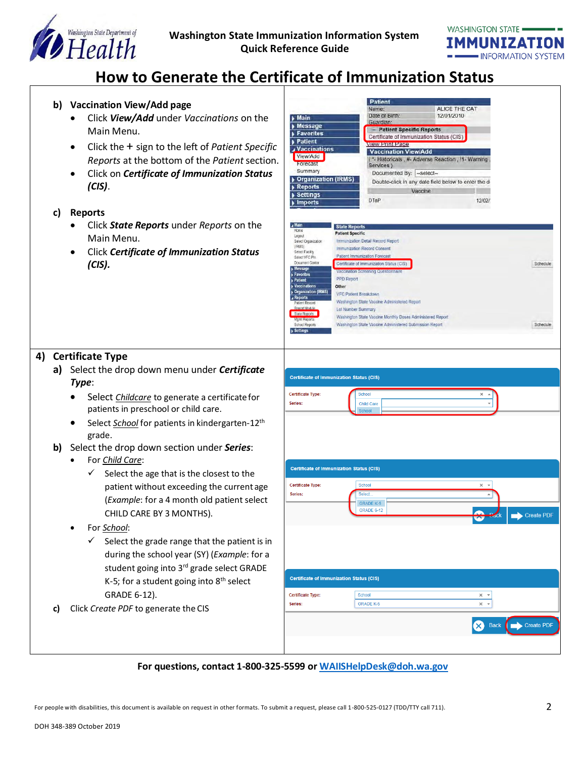# How to Generate the Certificate of Immunization Status

**b) Vaccination View/Add page**

- Click ***View/Add*** under *Vaccinations* on the Main Menu.
- Click the **+** sign to the left of *Patient Specific Reports* at the bottom of the *Patient* section.
- Click on ***Certificate of Immunization Status (CIS)***.

**c) Reports**

- Click ***State Reports*** under *Reports* on the Main Menu.
- Click ***Certificate of Immunization Status (CIS).***

## 4) Certificate Type

**a)** Select the drop down menu under ***Certificate Type***:

- Select *Childcare* to generate a certificate for patients in preschool or child care.
- Select *School* for patients in kindergarten-12th grade.

**b)** Select the drop down section under ***Series***:

- For *Child Care*:
  - ✓ Select the age that is the closest to the patient without exceeding the current age (*Example*: for a 4 month old patient select CHILD CARE BY 3 MONTHS).
- For *School*:
  - ✓ Select the grade range that the patient is in during the school year (SY) (*Example*: for a student going into 3rd grade select GRADE K-5; for a student going into 8th select GRADE 6-12).

**c)** Click *Create PDF* to generate the CIS

**For questions, contact 1-800-325-5599 or WAIISHelpDesk@doh.wa.gov**

For people with disabilities, this document is available on request in other formats. To submit a request, please call 1-800-525-0127 (TDD/TTY call 711).

DOH 348-389 October 2019